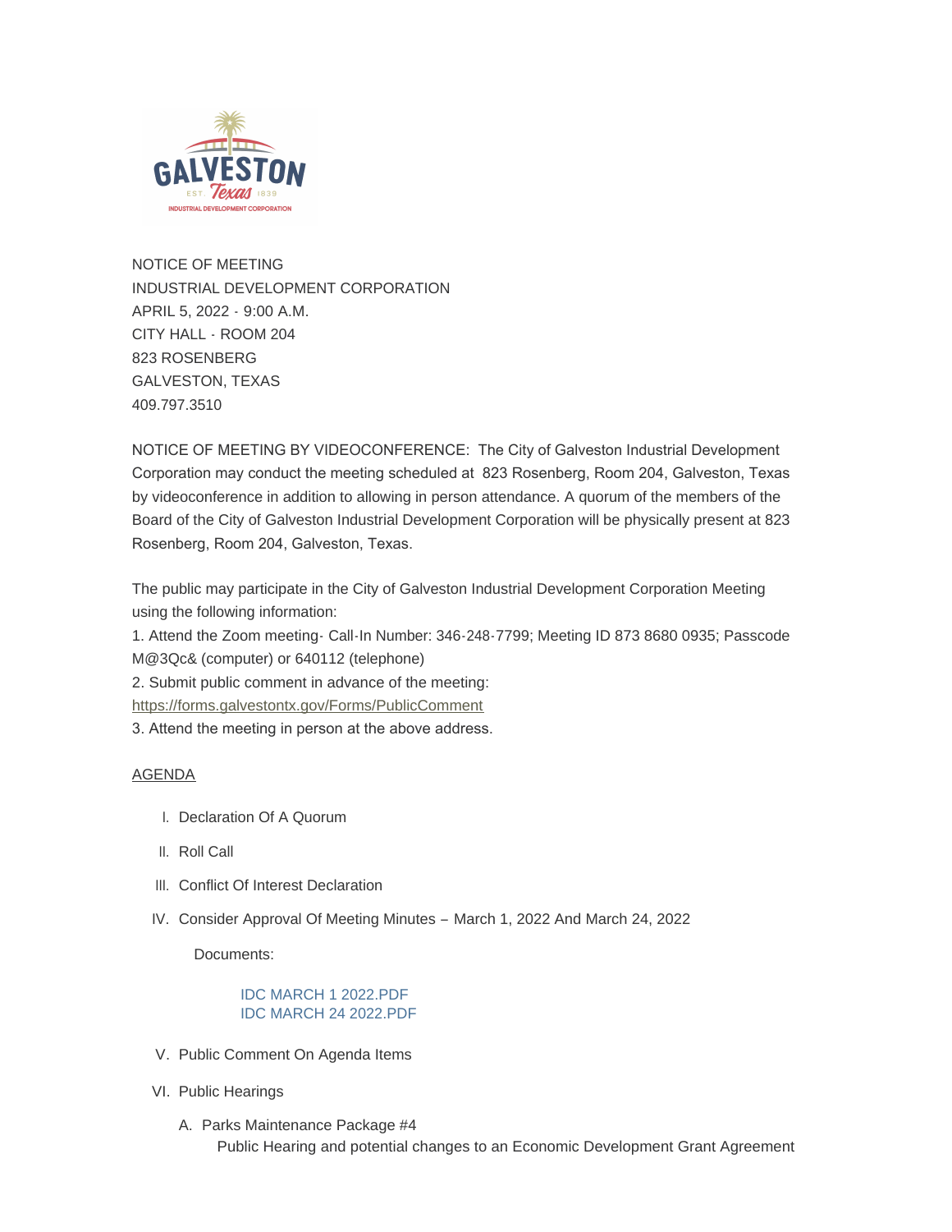NOTICE OF MEETING
INDUSTRIAL DEVELOPMENT CORPORATION
APRIL 5, 2022 - 9:00 A.M.
CITY HALL - ROOM 204
823 ROSENBERG
GALVESTON, TEXAS
409.797.3510

NOTICE OF MEETING BY VIDEOCONFERENCE: The City of Galveston Industrial Development Corporation may conduct the meeting scheduled at 823 Rosenberg, Room 204, Galveston, Texas by videoconference in addition to allowing in person attendance. A quorum of the members of the Board of the City of Galveston Industrial Development Corporation will be physically present at 823 Rosenberg, Room 204, Galveston, Texas.

The public may participate in the City of Galveston Industrial Development Corporation Meeting using the following information:

1. Attend the Zoom meeting- Call-In Number: 346-248-7799; Meeting ID 873 8680 0935; Passcode M@3Qc& (computer) or 640112 (telephone)
2. Submit public comment in advance of the meeting: https://forms.galvestontx.gov/Forms/PublicComment
3. Attend the meeting in person at the above address.

AGENDA

I. Declaration Of A Quorum

II. Roll Call

III. Conflict Of Interest Declaration

IV. Consider Approval Of Meeting Minutes – March 1, 2022 And March 24, 2022

   Documents:

   IDC MARCH 1 2022.PDF
   IDC MARCH 24 2022.PDF

V. Public Comment On Agenda Items

VI. Public Hearings

   A. Parks Maintenance Package #4
      Public Hearing and potential changes to an Economic Development Grant Agreement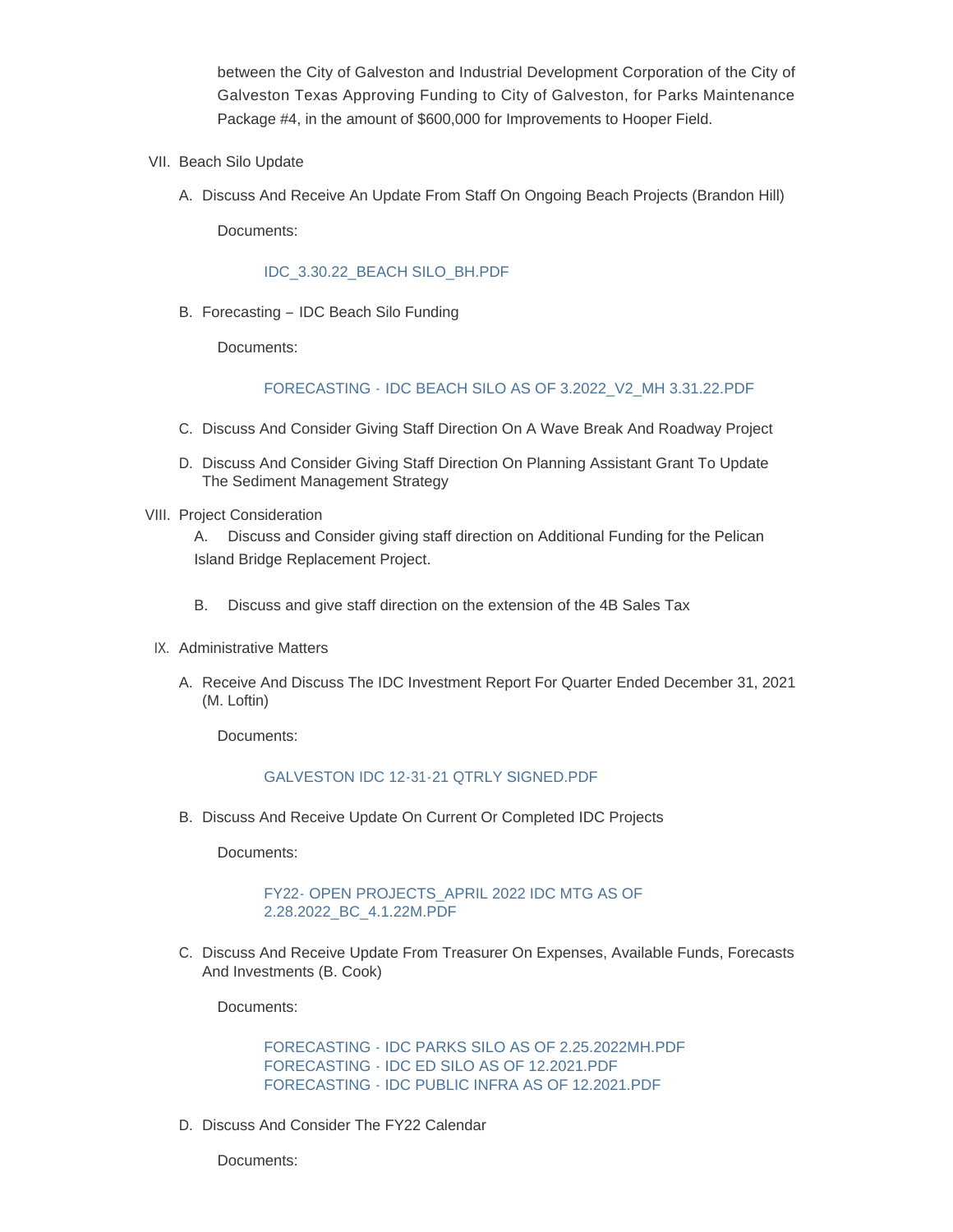between the City of Galveston and Industrial Development Corporation of the City of Galveston Texas Approving Funding to City of Galveston, for Parks Maintenance Package #4, in the amount of $600,000 for Improvements to Hooper Field.

VII. Beach Silo Update

A. Discuss And Receive An Update From Staff On Ongoing Beach Projects (Brandon Hill)

Documents:

IDC_3.30.22_BEACH SILO_BH.PDF

B. Forecasting – IDC Beach Silo Funding

Documents:

FORECASTING - IDC BEACH SILO AS OF 3.2022_V2_MH 3.31.22.PDF

C. Discuss And Consider Giving Staff Direction On A Wave Break And Roadway Project

D. Discuss And Consider Giving Staff Direction On Planning Assistant Grant To Update The Sediment Management Strategy

VIII. Project Consideration

A. Discuss and Consider giving staff direction on Additional Funding for the Pelican Island Bridge Replacement Project.

B. Discuss and give staff direction on the extension of the 4B Sales Tax

IX. Administrative Matters

A. Receive And Discuss The IDC Investment Report For Quarter Ended December 31, 2021 (M. Loftin)

Documents:

GALVESTON IDC 12-31-21 QTRLY SIGNED.PDF

B. Discuss And Receive Update On Current Or Completed IDC Projects

Documents:

FY22- OPEN PROJECTS_APRIL 2022 IDC MTG AS OF 2.28.2022_BC_4.1.22M.PDF

C. Discuss And Receive Update From Treasurer On Expenses, Available Funds, Forecasts And Investments (B. Cook)

Documents:

FORECASTING - IDC PARKS SILO AS OF 2.25.2022MH.PDF
FORECASTING - IDC ED SILO AS OF 12.2021.PDF
FORECASTING - IDC PUBLIC INFRA AS OF 12.2021.PDF

D. Discuss And Consider The FY22 Calendar

Documents: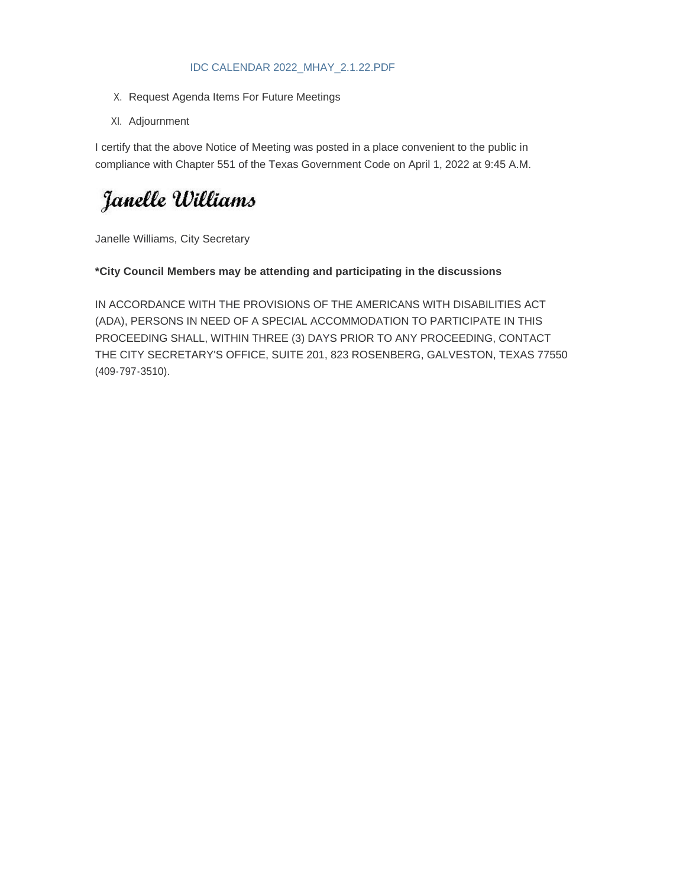IDC CALENDAR 2022_MHAY_2.1.22.PDF

X. Request Agenda Items For Future Meetings

XI. Adjournment

I certify that the above Notice of Meeting was posted in a place convenient to the public in compliance with Chapter 551 of the Texas Government Code on April 1, 2022 at 9:45 A.M.

*Janelle Williams*

Janelle Williams, City Secretary

**\*City Council Members may be attending and participating in the discussions**

IN ACCORDANCE WITH THE PROVISIONS OF THE AMERICANS WITH DISABILITIES ACT (ADA), PERSONS IN NEED OF A SPECIAL ACCOMMODATION TO PARTICIPATE IN THIS PROCEEDING SHALL, WITHIN THREE (3) DAYS PRIOR TO ANY PROCEEDING, CONTACT THE CITY SECRETARY'S OFFICE, SUITE 201, 823 ROSENBERG, GALVESTON, TEXAS 77550 (409-797-3510).